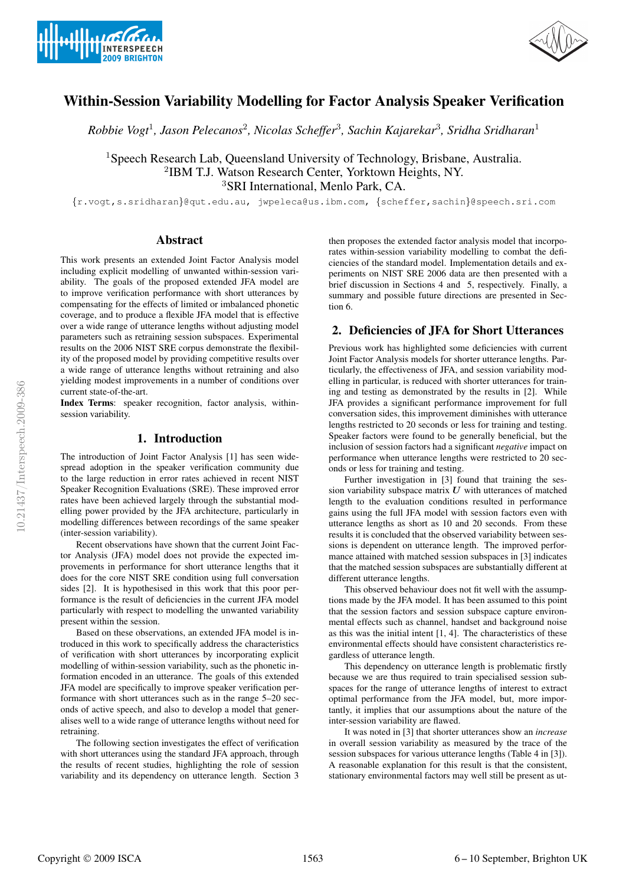# Within-Session Variability Modelling for Factor Analysis Speaker Verification

*Robbie Vogt*[1], *Jason Pelecanos*[2], *Nicolas Scheffer*[3], *Sachin Kajarekar*[3], *Sridha Sridharan*[1]

[1]Speech Research Lab, Queensland University of Technology, Brisbane, Australia.
[2]IBM T.J. Watson Research Center, Yorktown Heights, NY.
[3]SRI International, Menlo Park, CA.

{r.vogt,s.sridharan}@qut.edu.au, jwpeleca@us.ibm.com, {scheffer,sachin}@speech.sri.com

## Abstract

This work presents an extended Joint Factor Analysis model including explicit modelling of unwanted within-session variability. The goals of the proposed extended JFA model are to improve verification performance with short utterances by compensating for the effects of limited or imbalanced phonetic coverage, and to produce a flexible JFA model that is effective over a wide range of utterance lengths without adjusting model parameters such as retraining session subspaces. Experimental results on the 2006 NIST SRE corpus demonstrate the flexibility of the proposed model by providing competitive results over a wide range of utterance lengths without retraining and also yielding modest improvements in a number of conditions over current state-of-the-art.

**Index Terms**: speaker recognition, factor analysis, within-session variability.

## 1. Introduction

The introduction of Joint Factor Analysis [1] has seen widespread adoption in the speaker verification community due to the large reduction in error rates achieved in recent NIST Speaker Recognition Evaluations (SRE). These improved error rates have been achieved largely through the substantial modelling power provided by the JFA architecture, particularly in modelling differences between recordings of the same speaker (inter-session variability).

Recent observations have shown that the current Joint Factor Analysis (JFA) model does not provide the expected improvements in performance for short utterance lengths that it does for the core NIST SRE condition using full conversation sides [2]. It is hypothesised in this work that this poor performance is the result of deficiencies in the current JFA model particularly with respect to modelling the unwanted variability present within the session.

Based on these observations, an extended JFA model is introduced in this work to specifically address the characteristics of verification with short utterances by incorporating explicit modelling of within-session variability, such as the phonetic information encoded in an utterance. The goals of this extended JFA model are specifically to improve speaker verification performance with short utterances such as in the range 5–20 seconds of active speech, and also to develop a model that generalises well to a wide range of utterance lengths without need for retraining.

The following section investigates the effect of verification with short utterances using the standard JFA approach, through the results of recent studies, highlighting the role of session variability and its dependency on utterance length. Section 3 then proposes the extended factor analysis model that incorporates within-session variability modelling to combat the deficiencies of the standard model. Implementation details and experiments on NIST SRE 2006 data are then presented with a brief discussion in Sections 4 and 5, respectively. Finally, a summary and possible future directions are presented in Section 6.

## 2. Deficiencies of JFA for Short Utterances

Previous work has highlighted some deficiencies with current Joint Factor Analysis models for shorter utterance lengths. Particularly, the effectiveness of JFA, and session variability modelling in particular, is reduced with shorter utterances for training and testing as demonstrated by the results in [2]. While JFA provides a significant performance improvement for full conversation sides, this improvement diminishes with utterance lengths restricted to 20 seconds or less for training and testing. Speaker factors were found to be generally beneficial, but the inclusion of session factors had a significant *negative* impact on performance when utterance lengths were restricted to 20 seconds or less for training and testing.

Further investigation in [3] found that training the session variability subspace matrix $\boldsymbol{U}$ with utterances of matched length to the evaluation conditions resulted in performance gains using the full JFA model with session factors even with utterance lengths as short as 10 and 20 seconds. From these results it is concluded that the observed variability between sessions is dependent on utterance length. The improved performance attained with matched session subspaces in [3] indicates that the matched session subspaces are substantially different at different utterance lengths.

This observed behaviour does not fit well with the assumptions made by the JFA model. It has been assumed to this point that the session factors and session subspace capture environmental effects such as channel, handset and background noise as this was the initial intent [1, 4]. The characteristics of these environmental effects should have consistent characteristics regardless of utterance length.

This dependency on utterance length is problematic firstly because we are thus required to train specialised session subspaces for the range of utterance lengths of interest to extract optimal performance from the JFA model, but, more importantly, it implies that our assumptions about the nature of the inter-session variability are flawed.

It was noted in [3] that shorter utterances show an *increase* in overall session variability as measured by the trace of the session subspaces for various utterance lengths (Table 4 in [3]). A reasonable explanation for this result is that the consistent, stationary environmental factors may well still be present as ut-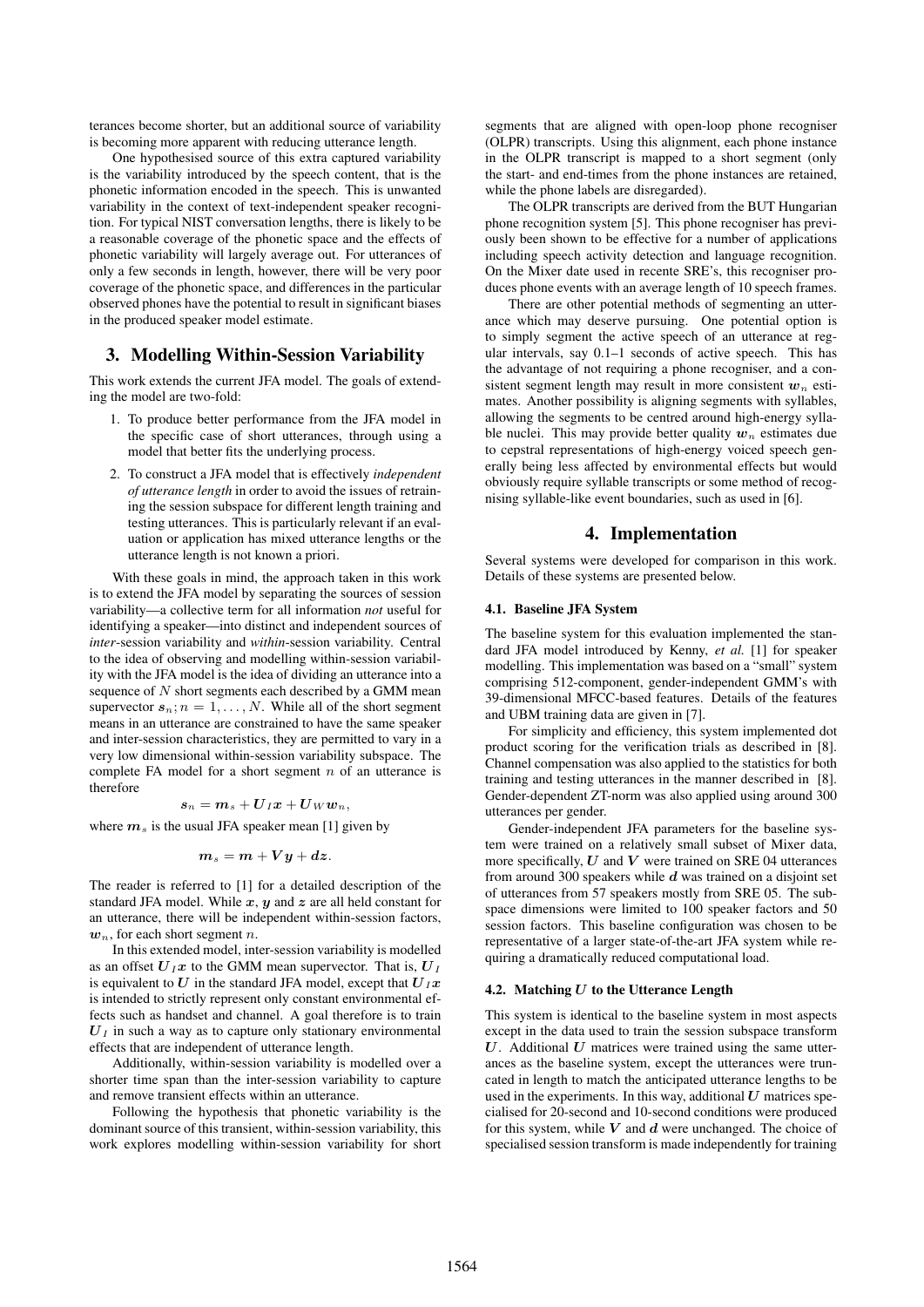terances become shorter, but an additional source of variability is becoming more apparent with reducing utterance length.

One hypothesised source of this extra captured variability is the variability introduced by the speech content, that is the phonetic information encoded in the speech. This is unwanted variability in the context of text-independent speaker recognition. For typical NIST conversation lengths, there is likely to be a reasonable coverage of the phonetic space and the effects of phonetic variability will largely average out. For utterances of only a few seconds in length, however, there will be very poor coverage of the phonetic space, and differences in the particular observed phones have the potential to result in significant biases in the produced speaker model estimate.

## 3. Modelling Within-Session Variability

This work extends the current JFA model. The goals of extending the model are two-fold:

1. To produce better performance from the JFA model in the specific case of short utterances, through using a model that better fits the underlying process.
2. To construct a JFA model that is effectively *independent of utterance length* in order to avoid the issues of retraining the session subspace for different length training and testing utterances. This is particularly relevant if an evaluation or application has mixed utterance lengths or the utterance length is not known a priori.

With these goals in mind, the approach taken in this work is to extend the JFA model by separating the sources of session variability—a collective term for all information *not* useful for identifying a speaker—into distinct and independent sources of *inter*-session variability and *within*-session variability. Central to the idea of observing and modelling within-session variability with the JFA model is the idea of dividing an utterance into a sequence of $N$ short segments each described by a GMM mean supervector $\boldsymbol{s}_n; n = 1, \ldots, N$. While all of the short segment means in an utterance are constrained to have the same speaker and inter-session characteristics, they are permitted to vary in a very low dimensional within-session variability subspace. The complete FA model for a short segment $n$ of an utterance is therefore

$$\boldsymbol{s}_n = \boldsymbol{m}_s + \boldsymbol{U}_I\boldsymbol{x} + \boldsymbol{U}_W\boldsymbol{w}_n,$$

where $\boldsymbol{m}_s$ is the usual JFA speaker mean [1] given by

$$\boldsymbol{m}_s = \boldsymbol{m} + \boldsymbol{V}\boldsymbol{y} + \boldsymbol{d}\boldsymbol{z}.$$

The reader is referred to [1] for a detailed description of the standard JFA model. While $\boldsymbol{x}$, $\boldsymbol{y}$ and $\boldsymbol{z}$ are all held constant for an utterance, there will be independent within-session factors, $\boldsymbol{w}_n$, for each short segment $n$.

In this extended model, inter-session variability is modelled as an offset $\boldsymbol{U}_I\boldsymbol{x}$ to the GMM mean supervector. That is, $\boldsymbol{U}_I$ is equivalent to $\boldsymbol{U}$ in the standard JFA model, except that $\boldsymbol{U}_I\boldsymbol{x}$ is intended to strictly represent only constant environmental effects such as handset and channel. A goal therefore is to train $\boldsymbol{U}_I$ in such a way as to capture only stationary environmental effects that are independent of utterance length.

Additionally, within-session variability is modelled over a shorter time span than the inter-session variability to capture and remove transient effects within an utterance.

Following the hypothesis that phonetic variability is the dominant source of this transient, within-session variability, this work explores modelling within-session variability for short segments that are aligned with open-loop phone recogniser (OLPR) transcripts. Using this alignment, each phone instance in the OLPR transcript is mapped to a short segment (only the start- and end-times from the phone instances are retained, while the phone labels are disregarded).

The OLPR transcripts are derived from the BUT Hungarian phone recognition system [5]. This phone recogniser has previously been shown to be effective for a number of applications including speech activity detection and language recognition. On the Mixer date used in recente SRE's, this recogniser produces phone events with an average length of 10 speech frames.

There are other potential methods of segmenting an utterance which may deserve pursuing. One potential option is to simply segment the active speech of an utterance at regular intervals, say 0.1–1 seconds of active speech. This has the advantage of not requiring a phone recogniser, and a consistent segment length may result in more consistent $\boldsymbol{w}_n$ estimates. Another possibility is aligning segments with syllables, allowing the segments to be centred around high-energy syllable nuclei. This may provide better quality $\boldsymbol{w}_n$ estimates due to cepstral representations of high-energy voiced speech generally being less affected by environmental effects but would obviously require syllable transcripts or some method of recognising syllable-like event boundaries, such as used in [6].

## 4. Implementation

Several systems were developed for comparison in this work. Details of these systems are presented below.

### 4.1. Baseline JFA System

The baseline system for this evaluation implemented the standard JFA model introduced by Kenny, *et al.* [1] for speaker modelling. This implementation was based on a "small" system comprising 512-component, gender-independent GMM's with 39-dimensional MFCC-based features. Details of the features and UBM training data are given in [7].

For simplicity and efficiency, this system implemented dot product scoring for the verification trials as described in [8]. Channel compensation was also applied to the statistics for both training and testing utterances in the manner described in [8]. Gender-dependent ZT-norm was also applied using around 300 utterances per gender.

Gender-independent JFA parameters for the baseline system were trained on a relatively small subset of Mixer data, more specifically, $\boldsymbol{U}$ and $\boldsymbol{V}$ were trained on SRE 04 utterances from around 300 speakers while $\boldsymbol{d}$ was trained on a disjoint set of utterances from 57 speakers mostly from SRE 05. The subspace dimensions were limited to 100 speaker factors and 50 session factors. This baseline configuration was chosen to be representative of a larger state-of-the-art JFA system while requiring a dramatically reduced computational load.

### 4.2. Matching $\boldsymbol{U}$ to the Utterance Length

This system is identical to the baseline system in most aspects except in the data used to train the session subspace transform $\boldsymbol{U}$. Additional $\boldsymbol{U}$ matrices were trained using the same utterances as the baseline system, except the utterances were truncated in length to match the anticipated utterance lengths to be used in the experiments. In this way, additional $\boldsymbol{U}$ matrices specialised for 20-second and 10-second conditions were produced for this system, while $\boldsymbol{V}$ and $\boldsymbol{d}$ were unchanged. The choice of specialised session transform is made independently for training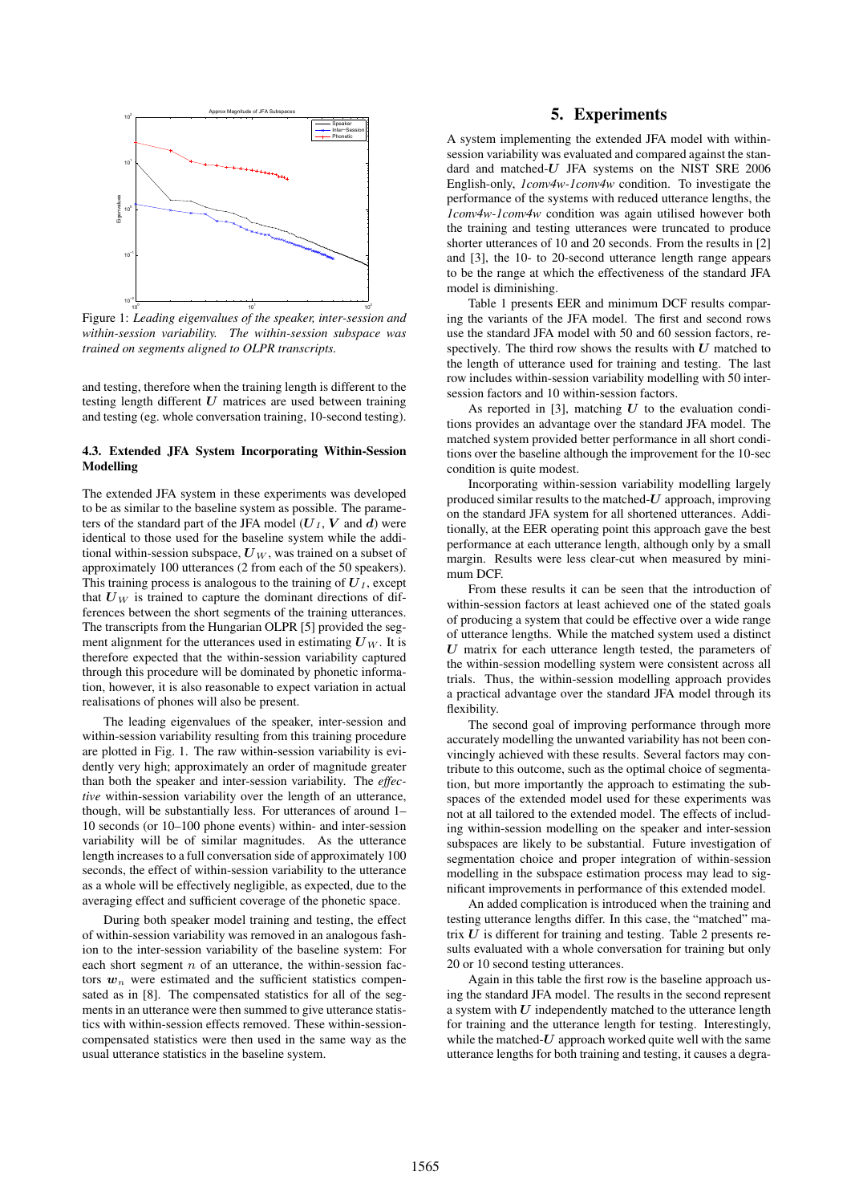Figure 1: *Leading eigenvalues of the speaker, inter-session and within-session variability. The within-session subspace was trained on segments aligned to OLPR transcripts.*

and testing, therefore when the training length is different to the testing length different $\boldsymbol{U}$ matrices are used between training and testing (eg. whole conversation training, 10-second testing).

### 4.3. Extended JFA System Incorporating Within-Session Modelling

The extended JFA system in these experiments was developed to be as similar to the baseline system as possible. The parameters of the standard part of the JFA model ($\boldsymbol{U}_I$, $\boldsymbol{V}$ and $\boldsymbol{d}$) were identical to those used for the baseline system while the additional within-session subspace, $\boldsymbol{U}_W$, was trained on a subset of approximately 100 utterances (2 from each of the 50 speakers). This training process is analogous to the training of $\boldsymbol{U}_I$, except that $\boldsymbol{U}_W$ is trained to capture the dominant directions of differences between the short segments of the training utterances. The transcripts from the Hungarian OLPR [5] provided the segment alignment for the utterances used in estimating $\boldsymbol{U}_W$. It is therefore expected that the within-session variability captured through this procedure will be dominated by phonetic information, however, it is also reasonable to expect variation in actual realisations of phones will also be present.

The leading eigenvalues of the speaker, inter-session and within-session variability resulting from this training procedure are plotted in Fig. 1. The raw within-session variability is evidently very high; approximately an order of magnitude greater than both the speaker and inter-session variability. The *effective* within-session variability over the length of an utterance, though, will be substantially less. For utterances of around 1–10 seconds (or 10–100 phone events) within- and inter-session variability will be of similar magnitudes. As the utterance length increases to a full conversation side of approximately 100 seconds, the effect of within-session variability to the utterance as a whole will be effectively negligible, as expected, due to the averaging effect and sufficient coverage of the phonetic space.

During both speaker model training and testing, the effect of within-session variability was removed in an analogous fashion to the inter-session variability of the baseline system: For each short segment $n$ of an utterance, the within-session factors $\boldsymbol{w}_n$ were estimated and the sufficient statistics compensated as in [8]. The compensated statistics for all of the segments in an utterance were then summed to give utterance statistics with within-session effects removed. These within-session-compensated statistics were then used in the same way as the usual utterance statistics in the baseline system.

## 5. Experiments

A system implementing the extended JFA model with within-session variability was evaluated and compared against the standard and matched-$\boldsymbol{U}$ JFA systems on the NIST SRE 2006 English-only, *1conv4w-1conv4w* condition. To investigate the performance of the systems with reduced utterance lengths, the *1conv4w-1conv4w* condition was again utilised however both the training and testing utterances were truncated to produce shorter utterances of 10 and 20 seconds. From the results in [2] and [3], the 10- to 20-second utterance length range appears to be the range at which the effectiveness of the standard JFA model is diminishing.

Table 1 presents EER and minimum DCF results comparing the variants of the JFA model. The first and second rows use the standard JFA model with 50 and 60 session factors, respectively. The third row shows the results with $\boldsymbol{U}$ matched to the length of utterance used for training and testing. The last row includes within-session variability modelling with 50 inter-session factors and 10 within-session factors.

As reported in [3], matching $\boldsymbol{U}$ to the evaluation conditions provides an advantage over the standard JFA model. The matched system provided better performance in all short conditions over the baseline although the improvement for the 10-sec condition is quite modest.

Incorporating within-session variability modelling largely produced similar results to the matched-$\boldsymbol{U}$ approach, improving on the standard JFA system for all shortened utterances. Additionally, at the EER operating point this approach gave the best performance at each utterance length, although only by a small margin. Results were less clear-cut when measured by minimum DCF.

From these results it can be seen that the introduction of within-session factors at least achieved one of the stated goals of producing a system that could be effective over a wide range of utterance lengths. While the matched system used a distinct $\boldsymbol{U}$ matrix for each utterance length tested, the parameters of the within-session modelling system were consistent across all trials. Thus, the within-session modelling approach provides a practical advantage over the standard JFA model through its flexibility.

The second goal of improving performance through more accurately modelling the unwanted variability has not been convincingly achieved with these results. Several factors may contribute to this outcome, such as the optimal choice of segmentation, but more importantly the approach to estimating the subspaces of the extended model used for these experiments was not at all tailored to the extended model. The effects of including within-session modelling on the speaker and inter-session subspaces are likely to be substantial. Future investigation of segmentation choice and proper integration of within-session modelling in the subspace estimation process may lead to significant improvements in performance of this extended model.

An added complication is introduced when the training and testing utterance lengths differ. In this case, the "matched" matrix $\boldsymbol{U}$ is different for training and testing. Table 2 presents results evaluated with a whole conversation for training but only 20 or 10 second testing utterances.

Again in this table the first row is the baseline approach using the standard JFA model. The results in the second represent a system with $\boldsymbol{U}$ independently matched to the utterance length for training and the utterance length for testing. Interestingly, while the matched-$\boldsymbol{U}$ approach worked quite well with the same utterance lengths for both training and testing, it causes a degra-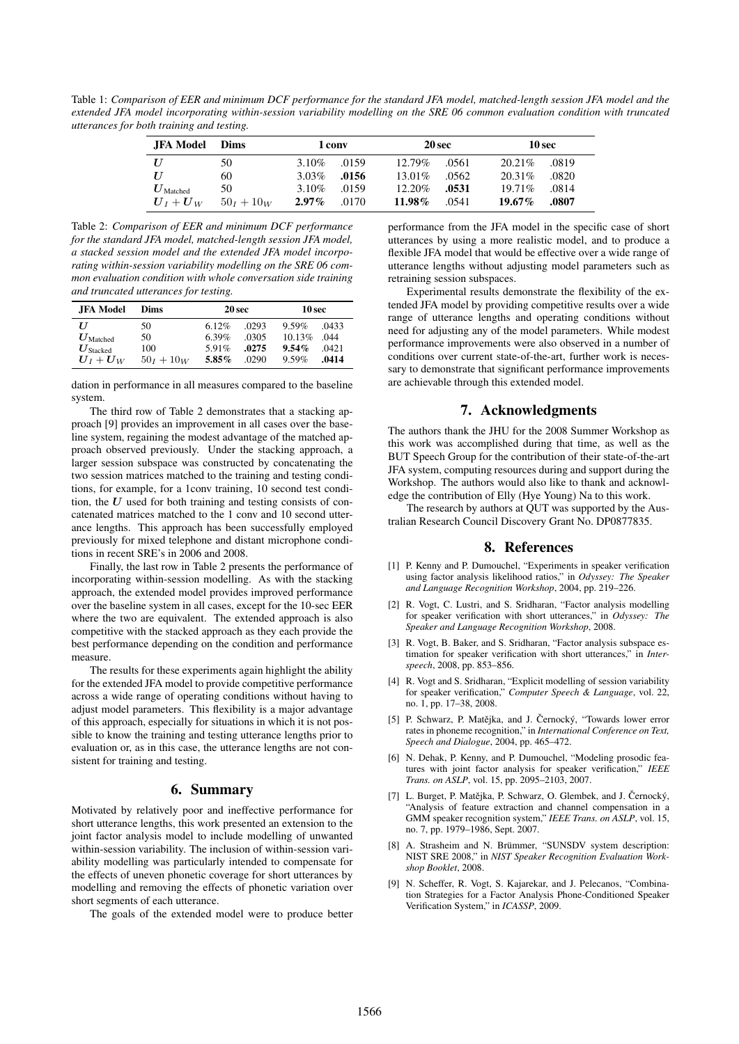Table 1: *Comparison of EER and minimum DCF performance for the standard JFA model, matched-length session JFA model and the extended JFA model incorporating within-session variability modelling on the SRE 06 common evaluation condition with truncated utterances for both training and testing.*

| JFA Model | Dims | 1 conv | | 20 sec | | 10 sec | |
|---|---|---|---|---|---|---|---|
| $\boldsymbol{U}$ | 50 | 3.10% | .0159 | 12.79% | .0561 | 20.21% | .0819 |
| $\boldsymbol{U}$ | 60 | 3.03% | **.0156** | 13.01% | .0562 | 20.31% | .0820 |
| $\boldsymbol{U}_{\text{Matched}}$ | 50 | 3.10% | .0159 | 12.20% | **.0531** | 19.71% | .0814 |
| $\boldsymbol{U}_I + \boldsymbol{U}_W$ | $50_I + 10_W$ | **2.97%** | .0170 | **11.98%** | .0541 | **19.67%** | **.0807** |

Table 2: *Comparison of EER and minimum DCF performance for the standard JFA model, matched-length session JFA model, a stacked session model and the extended JFA model incorporating within-session variability modelling on the SRE 06 common evaluation condition with whole conversation side training and truncated utterances for testing.*

| JFA Model | Dims | 20 sec | | 10 sec | |
|---|---|---|---|---|---|
| $\boldsymbol{U}$ | 50 | 6.12% | .0293 | 9.59% | .0433 |
| $\boldsymbol{U}_{\text{Matched}}$ | 50 | 6.39% | .0305 | 10.13% | .044 |
| $\boldsymbol{U}_{\text{Stacked}}$ | 100 | 5.91% | **.0275** | **9.54%** | .0421 |
| $\boldsymbol{U}_I + \boldsymbol{U}_W$ | $50_I + 10_W$ | **5.85%** | .0290 | 9.59% | **.0414** |

dation in performance in all measures compared to the baseline system.

The third row of Table 2 demonstrates that a stacking approach [9] provides an improvement in all cases over the baseline system, regaining the modest advantage of the matched approach observed previously. Under the stacking approach, a larger session subspace was constructed by concatenating the two session matrices matched to the training and testing conditions, for example, for a 1conv training, 10 second test condition, the $\boldsymbol{U}$ used for both training and testing consists of concatenated matrices matched to the 1 conv and 10 second utterance lengths. This approach has been successfully employed previously for mixed telephone and distant microphone conditions in recent SRE's in 2006 and 2008.

Finally, the last row in Table 2 presents the performance of incorporating within-session modelling. As with the stacking approach, the extended model provides improved performance over the baseline system in all cases, except for the 10-sec EER where the two are equivalent. The extended approach is also competitive with the stacked approach as they each provide the best performance depending on the condition and performance measure.

The results for these experiments again highlight the ability for the extended JFA model to provide competitive performance across a wide range of operating conditions without having to adjust model parameters. This flexibility is a major advantage of this approach, especially for situations in which it is not possible to know the training and testing utterance lengths prior to evaluation or, as in this case, the utterance lengths are not consistent for training and testing.

## 6. Summary

Motivated by relatively poor and ineffective performance for short utterance lengths, this work presented an extension to the joint factor analysis model to include modelling of unwanted within-session variability. The inclusion of within-session variability modelling was particularly intended to compensate for the effects of uneven phonetic coverage for short utterances by modelling and removing the effects of phonetic variation over short segments of each utterance.

The goals of the extended model were to produce better performance from the JFA model in the specific case of short utterances by using a more realistic model, and to produce a flexible JFA model that would be effective over a wide range of utterance lengths without adjusting model parameters such as retraining session subspaces.

Experimental results demonstrate the flexibility of the extended JFA model by providing competitive results over a wide range of utterance lengths and operating conditions without need for adjusting any of the model parameters. While modest performance improvements were also observed in a number of conditions over current state-of-the-art, further work is necessary to demonstrate that significant performance improvements are achievable through this extended model.

## 7. Acknowledgments

The authors thank the JHU for the 2008 Summer Workshop as this work was accomplished during that time, as well as the BUT Speech Group for the contribution of their state-of-the-art JFA system, computing resources during and support during the Workshop. The authors would also like to thank and acknowledge the contribution of Elly (Hye Young) Na to this work.

The research by authors at QUT was supported by the Australian Research Council Discovery Grant No. DP0877835.

## 8. References

[1] P. Kenny and P. Dumouchel, "Experiments in speaker verification using factor analysis likelihood ratios," in *Odyssey: The Speaker and Language Recognition Workshop*, 2004, pp. 219–226.

[2] R. Vogt, C. Lustri, and S. Sridharan, "Factor analysis modelling for speaker verification with short utterances," in *Odyssey: The Speaker and Language Recognition Workshop*, 2008.

[3] R. Vogt, B. Baker, and S. Sridharan, "Factor analysis subspace estimation for speaker verification with short utterances," in *Interspeech*, 2008, pp. 853–856.

[4] R. Vogt and S. Sridharan, "Explicit modelling of session variability for speaker verification," *Computer Speech & Language*, vol. 22, no. 1, pp. 17–38, 2008.

[5] P. Schwarz, P. Matějka, and J. Černocký, "Towards lower error rates in phoneme recognition," in *International Conference on Text, Speech and Dialogue*, 2004, pp. 465–472.

[6] N. Dehak, P. Kenny, and P. Dumouchel, "Modeling prosodic features with joint factor analysis for speaker verification," *IEEE Trans. on ASLP*, vol. 15, pp. 2095–2103, 2007.

[7] L. Burget, P. Matějka, P. Schwarz, O. Glembek, and J. Černocký, "Analysis of feature extraction and channel compensation in a GMM speaker recognition system," *IEEE Trans. on ASLP*, vol. 15, no. 7, pp. 1979–1986, Sept. 2007.

[8] A. Strasheim and N. Brümmer, "SUNSDV system description: NIST SRE 2008," in *NIST Speaker Recognition Evaluation Workshop Booklet*, 2008.

[9] N. Scheffer, R. Vogt, S. Kajarekar, and J. Pelecanos, "Combination Strategies for a Factor Analysis Phone-Conditioned Speaker Verification System," in *ICASSP*, 2009.